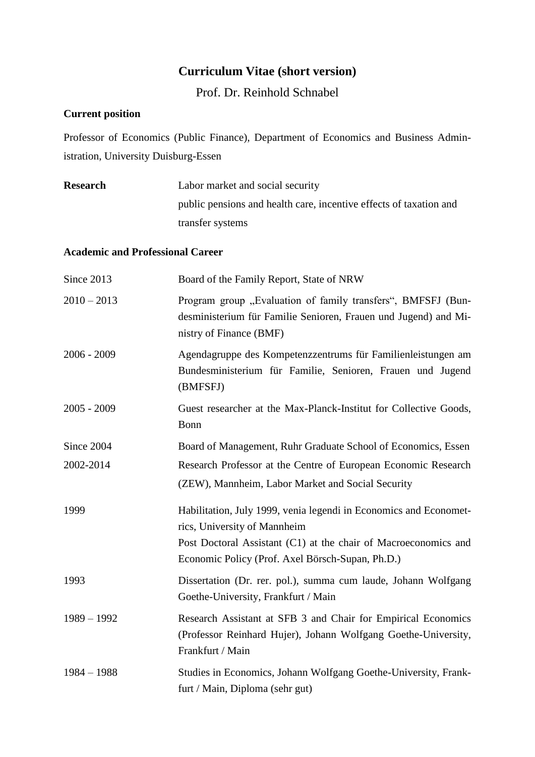# Curriculum Vitae (short version)

Prof. Dr. Reinhold Schnabel

**Current position**

Professor of Economics (Public Finance), Department of Economics and Business Administration, University Duisburg-Essen

| | |
|---|---|
| **Research** | Labor market and social security<br>public pensions and health care, incentive effects of taxation and transfer systems |

**Academic and Professional Career**

| | |
|---|---|
| Since 2013 | Board of the Family Report, State of NRW |
| 2010 – 2013 | Program group „Evaluation of family transfers“, BMFSFJ (Bundesministerium für Familie Senioren, Frauen und Jugend) and Ministry of Finance (BMF) |
| 2006 - 2009 | Agendagruppe des Kompetenzzentrums für Familienleistungen am Bundesministerium für Familie, Senioren, Frauen und Jugend (BMFSFJ) |
| 2005 - 2009 | Guest researcher at the Max-Planck-Institut for Collective Goods, Bonn |
| Since 2004 | Board of Management, Ruhr Graduate School of Economics, Essen |
| 2002-2014 | Research Professor at the Centre of European Economic Research (ZEW), Mannheim, Labor Market and Social Security |
| 1999 | Habilitation, July 1999, venia legendi in Economics and Econometrics, University of Mannheim<br>Post Doctoral Assistant (C1) at the chair of Macroeconomics and Economic Policy (Prof. Axel Börsch-Supan, Ph.D.) |
| 1993 | Dissertation (Dr. rer. pol.), summa cum laude, Johann Wolfgang Goethe-University, Frankfurt / Main |
| 1989 – 1992 | Research Assistant at SFB 3 and Chair for Empirical Economics (Professor Reinhard Hujer), Johann Wolfgang Goethe-University, Frankfurt / Main |
| 1984 – 1988 | Studies in Economics, Johann Wolfgang Goethe-University, Frankfurt / Main, Diploma (sehr gut) |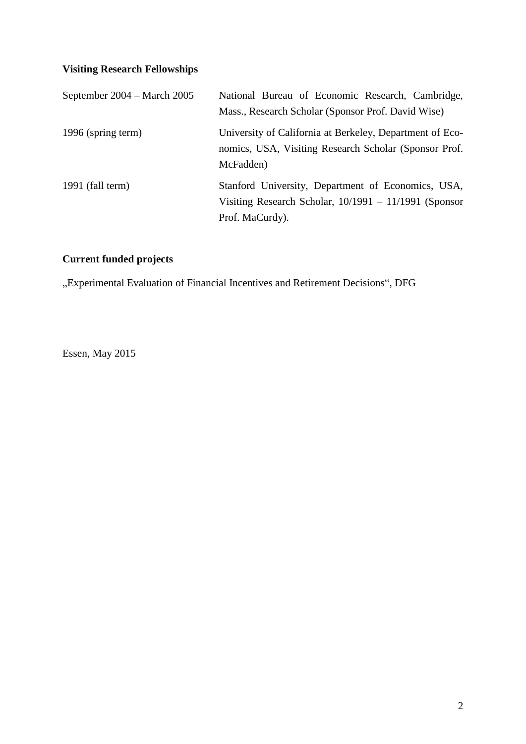## Visiting Research Fellowships

| | |
|---|---|
| September 2004 – March 2005 | National Bureau of Economic Research, Cambridge, Mass., Research Scholar (Sponsor Prof. David Wise) |
| 1996 (spring term) | University of California at Berkeley, Department of Economics, USA, Visiting Research Scholar (Sponsor Prof. McFadden) |
| 1991 (fall term) | Stanford University, Department of Economics, USA, Visiting Research Scholar, 10/1991 – 11/1991 (Sponsor Prof. MaCurdy). |

## Current funded projects

„Experimental Evaluation of Financial Incentives and Retirement Decisions“, DFG

Essen, May 2015